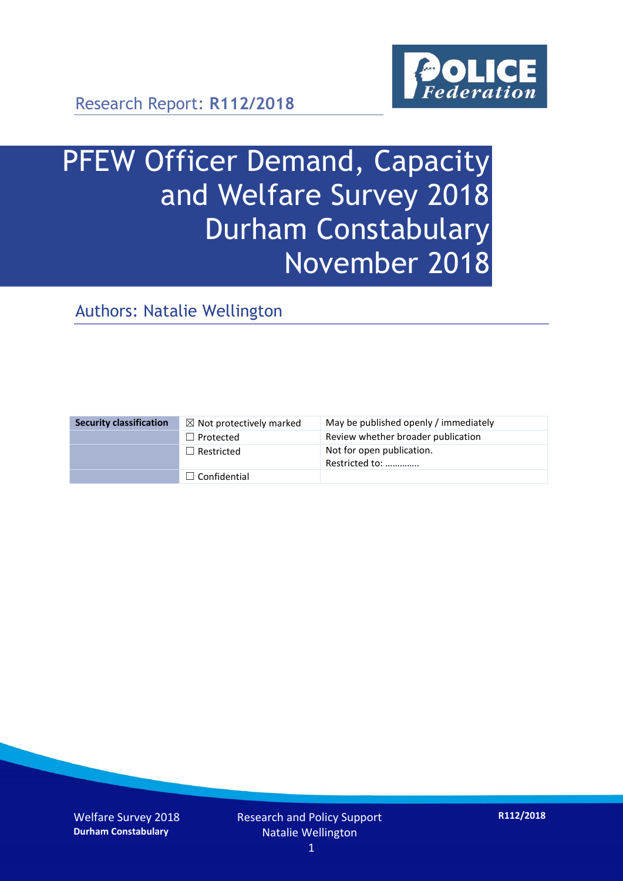Research Report: **R112/2018**

# PFEW Officer Demand, Capacity and Welfare Survey 2018 Durham Constabulary November 2018

## Authors: Natalie Wellington

| Security classification | ☒ Not protectively marked | May be published openly / immediately |
|---|---|---|
| | ☐ Protected | Review whether broader publication |
| | ☐ Restricted | Not for open publication. Restricted to: ………….. |
| | ☐ Confidential | |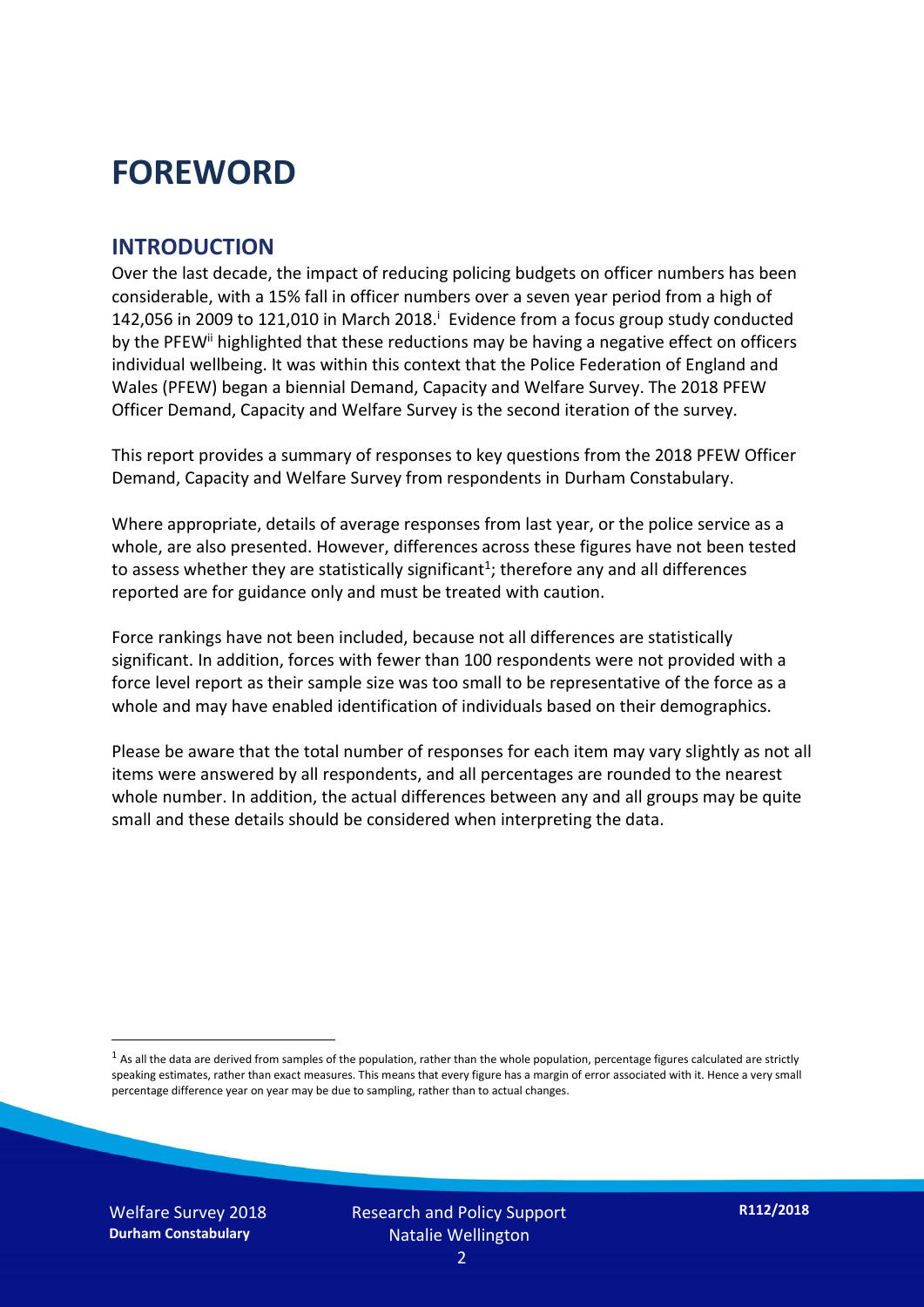# FOREWORD

## INTRODUCTION

Over the last decade, the impact of reducing policing budgets on officer numbers has been considerable, with a 15% fall in officer numbers over a seven year period from a high of 142,056 in 2009 to 121,010 in March 2018.[i] Evidence from a focus group study conducted by the PFEW[ii] highlighted that these reductions may be having a negative effect on officers individual wellbeing. It was within this context that the Police Federation of England and Wales (PFEW) began a biennial Demand, Capacity and Welfare Survey. The 2018 PFEW Officer Demand, Capacity and Welfare Survey is the second iteration of the survey.

This report provides a summary of responses to key questions from the 2018 PFEW Officer Demand, Capacity and Welfare Survey from respondents in Durham Constabulary.

Where appropriate, details of average responses from last year, or the police service as a whole, are also presented. However, differences across these figures have not been tested to assess whether they are statistically significant[1]; therefore any and all differences reported are for guidance only and must be treated with caution.

Force rankings have not been included, because not all differences are statistically significant. In addition, forces with fewer than 100 respondents were not provided with a force level report as their sample size was too small to be representative of the force as a whole and may have enabled identification of individuals based on their demographics.

Please be aware that the total number of responses for each item may vary slightly as not all items were answered by all respondents, and all percentages are rounded to the nearest whole number. In addition, the actual differences between any and all groups may be quite small and these details should be considered when interpreting the data.

[1] As all the data are derived from samples of the population, rather than the whole population, percentage figures calculated are strictly speaking estimates, rather than exact measures. This means that every figure has a margin of error associated with it. Hence a very small percentage difference year on year may be due to sampling, rather than to actual changes.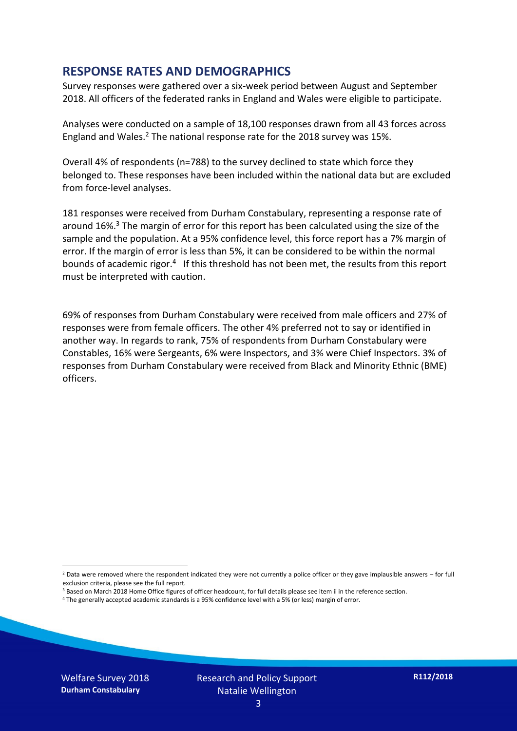## RESPONSE RATES AND DEMOGRAPHICS

Survey responses were gathered over a six-week period between August and September 2018. All officers of the federated ranks in England and Wales were eligible to participate.

Analyses were conducted on a sample of 18,100 responses drawn from all 43 forces across England and Wales.[2] The national response rate for the 2018 survey was 15%.

Overall 4% of respondents (n=788) to the survey declined to state which force they belonged to. These responses have been included within the national data but are excluded from force-level analyses.

181 responses were received from Durham Constabulary, representing a response rate of around 16%.[3] The margin of error for this report has been calculated using the size of the sample and the population. At a 95% confidence level, this force report has a 7% margin of error. If the margin of error is less than 5%, it can be considered to be within the normal bounds of academic rigor.[4] If this threshold has not been met, the results from this report must be interpreted with caution.

69% of responses from Durham Constabulary were received from male officers and 27% of responses were from female officers. The other 4% preferred not to say or identified in another way. In regards to rank, 75% of respondents from Durham Constabulary were Constables, 16% were Sergeants, 6% were Inspectors, and 3% were Chief Inspectors. 3% of responses from Durham Constabulary were received from Black and Minority Ethnic (BME) officers.

---

[2] Data were removed where the respondent indicated they were not currently a police officer or they gave implausible answers – for full exclusion criteria, please see the full report.

[3] Based on March 2018 Home Office figures of officer headcount, for full details please see item ii in the reference section.

[4] The generally accepted academic standards is a 95% confidence level with a 5% (or less) margin of error.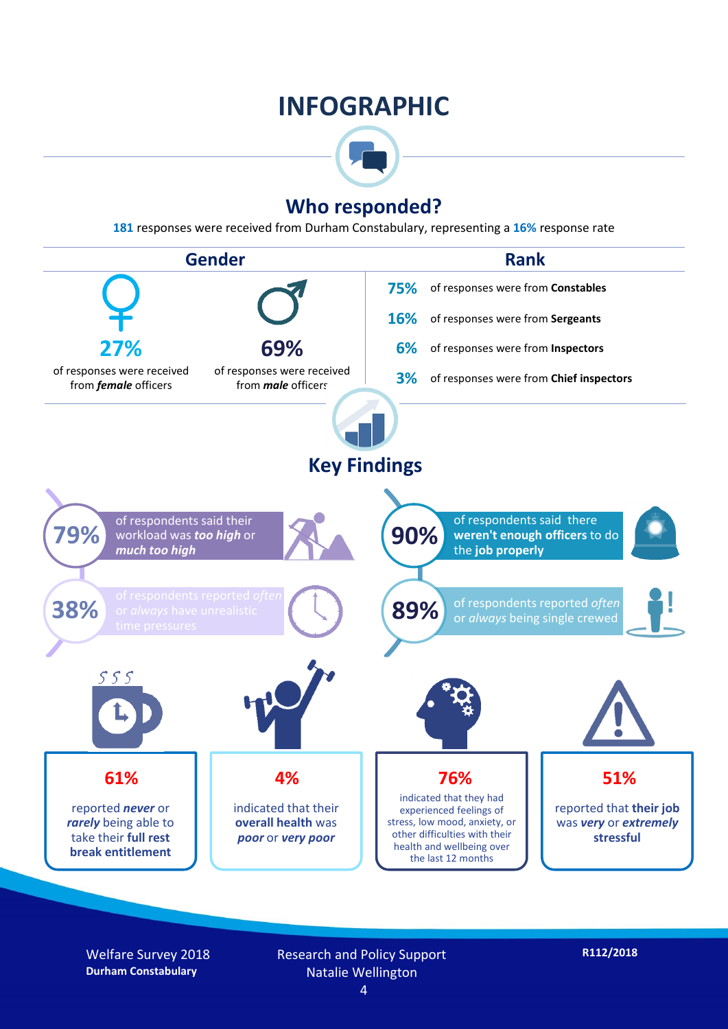# INFOGRAPHIC

## Who responded?

**181** responses were received from Durham Constabulary, representing a **16%** response rate

### Gender

**27%** of responses were received from ***female*** officers

**69%** of responses were received from ***male*** officers

### Rank

- **75%** of responses were from **Constables**
- **16%** of responses were from **Sergeants**
- **6%** of responses were from **Inspectors**
- **3%** of responses were from **Chief inspectors**

## Key Findings

**79%** of respondents said their workload was ***too high*** or ***much too high***

**38%** of respondents reported *often* or *always* have unrealistic time pressures

**90%** of respondents said there **weren't enough officers** to do the **job properly**

**89%** of respondents reported *often* or *always* being single crewed

**61%** reported ***never*** or ***rarely*** being able to take their **full rest break entitlement**

**4%** indicated that their **overall health** was ***poor*** or ***very poor***

**76%** indicated that they had experienced feelings of stress, low mood, anxiety, or other difficulties with their health and wellbeing over the last 12 months

**51%** reported that **their job** was ***very*** or ***extremely*** **stressful**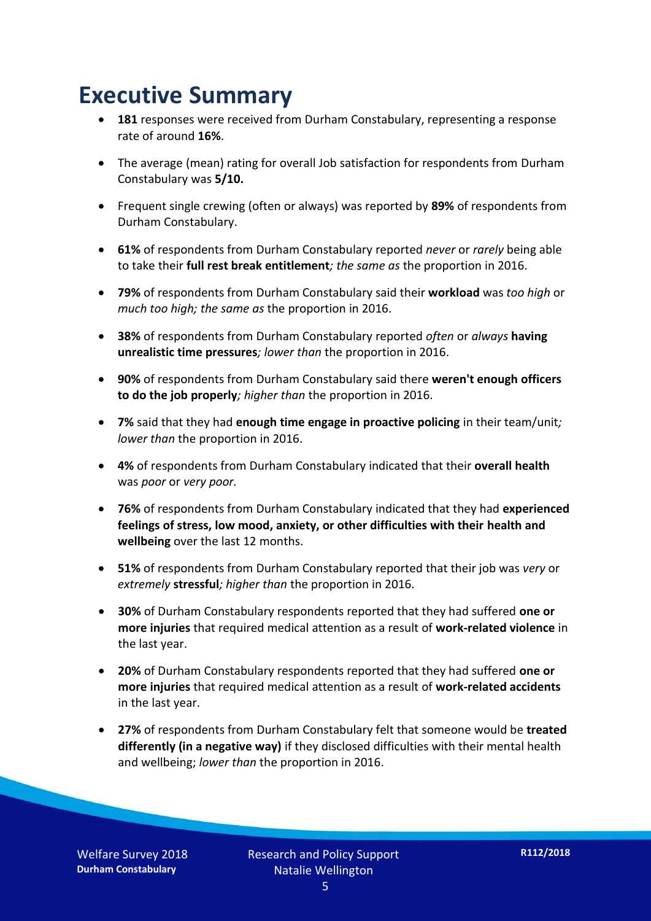# Executive Summary

- **181** responses were received from Durham Constabulary, representing a response rate of around **16%**.
- The average (mean) rating for overall Job satisfaction for respondents from Durham Constabulary was **5/10.**
- Frequent single crewing (often or always) was reported by **89%** of respondents from Durham Constabulary.
- **61%** of respondents from Durham Constabulary reported *never* or *rarely* being able to take their **full rest break entitlement***; the same as* the proportion in 2016.
- **79%** of respondents from Durham Constabulary said their **workload** was *too high* or *much too high; the same as* the proportion in 2016.
- **38%** of respondents from Durham Constabulary reported *often* or *always* **having unrealistic time pressures***; lower than* the proportion in 2016.
- **90%** of respondents from Durham Constabulary said there **weren't enough officers to do the job properly***; higher than* the proportion in 2016.
- **7%** said that they had **enough time engage in proactive policing** in their team/unit*; lower than* the proportion in 2016.
- **4%** of respondents from Durham Constabulary indicated that their **overall health** was *poor* or *very poor.*
- **76%** of respondents from Durham Constabulary indicated that they had **experienced feelings of stress, low mood, anxiety, or other difficulties with their health and wellbeing** over the last 12 months.
- **51%** of respondents from Durham Constabulary reported that their job was *very* or *extremely* **stressful***; higher than* the proportion in 2016.
- **30%** of Durham Constabulary respondents reported that they had suffered **one or more injuries** that required medical attention as a result of **work-related violence** in the last year.
- **20%** of Durham Constabulary respondents reported that they had suffered **one or more injuries** that required medical attention as a result of **work-related accidents** in the last year.
- **27%** of respondents from Durham Constabulary felt that someone would be **treated differently (in a negative way)** if they disclosed difficulties with their mental health and wellbeing; *lower than* the proportion in 2016.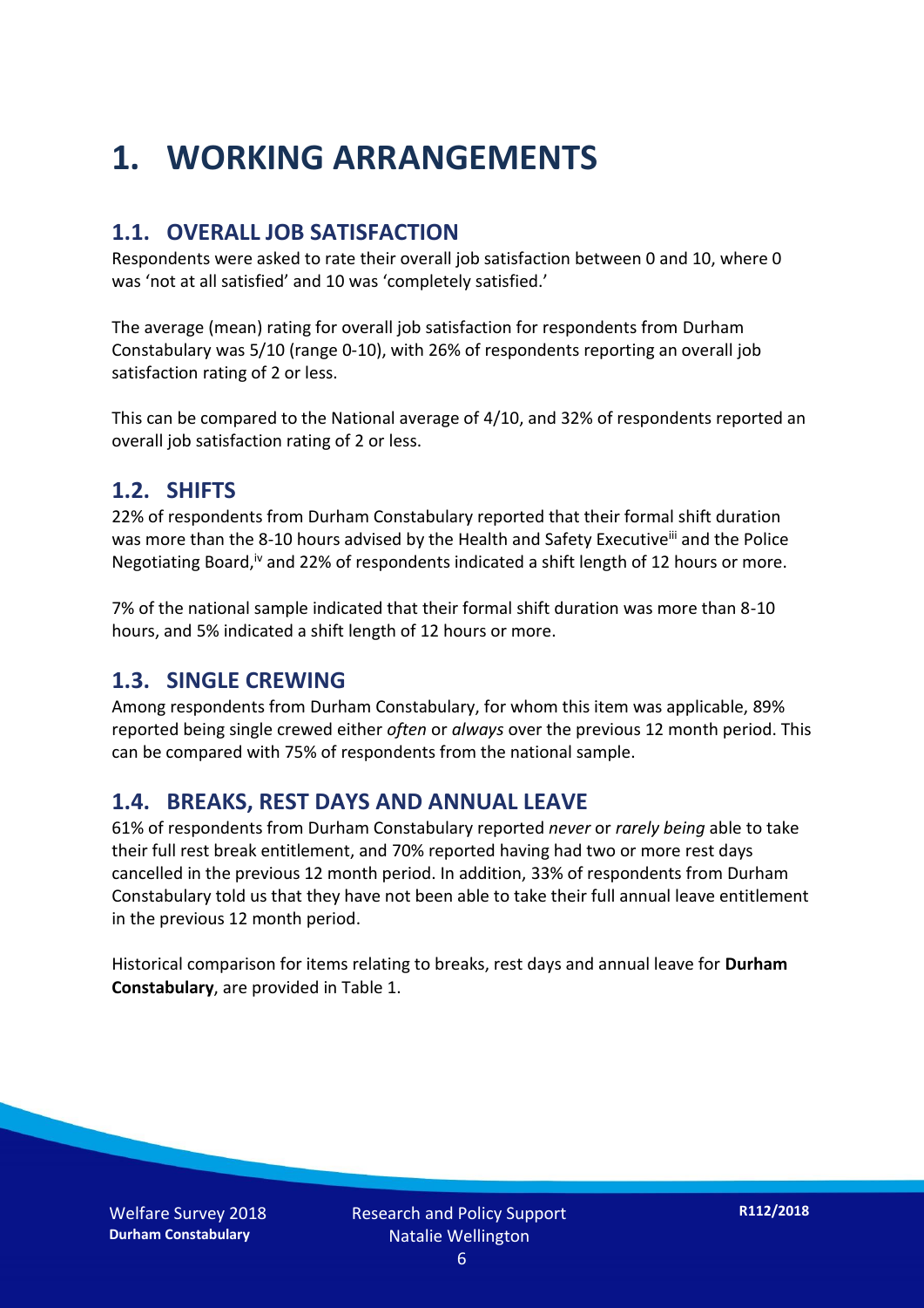# 1. WORKING ARRANGEMENTS

## 1.1. OVERALL JOB SATISFACTION

Respondents were asked to rate their overall job satisfaction between 0 and 10, where 0 was 'not at all satisfied' and 10 was 'completely satisfied.'

The average (mean) rating for overall job satisfaction for respondents from Durham Constabulary was 5/10 (range 0-10), with 26% of respondents reporting an overall job satisfaction rating of 2 or less.

This can be compared to the National average of 4/10, and 32% of respondents reported an overall job satisfaction rating of 2 or less.

## 1.2. SHIFTS

22% of respondents from Durham Constabulary reported that their formal shift duration was more than the 8-10 hours advised by the Health and Safety Executive[iii] and the Police Negotiating Board,[iv] and 22% of respondents indicated a shift length of 12 hours or more.

7% of the national sample indicated that their formal shift duration was more than 8-10 hours, and 5% indicated a shift length of 12 hours or more.

## 1.3. SINGLE CREWING

Among respondents from Durham Constabulary, for whom this item was applicable, 89% reported being single crewed either *often* or *always* over the previous 12 month period. This can be compared with 75% of respondents from the national sample.

## 1.4. BREAKS, REST DAYS AND ANNUAL LEAVE

61% of respondents from Durham Constabulary reported *never* or *rarely being* able to take their full rest break entitlement, and 70% reported having had two or more rest days cancelled in the previous 12 month period. In addition, 33% of respondents from Durham Constabulary told us that they have not been able to take their full annual leave entitlement in the previous 12 month period.

Historical comparison for items relating to breaks, rest days and annual leave for **Durham Constabulary**, are provided in Table 1.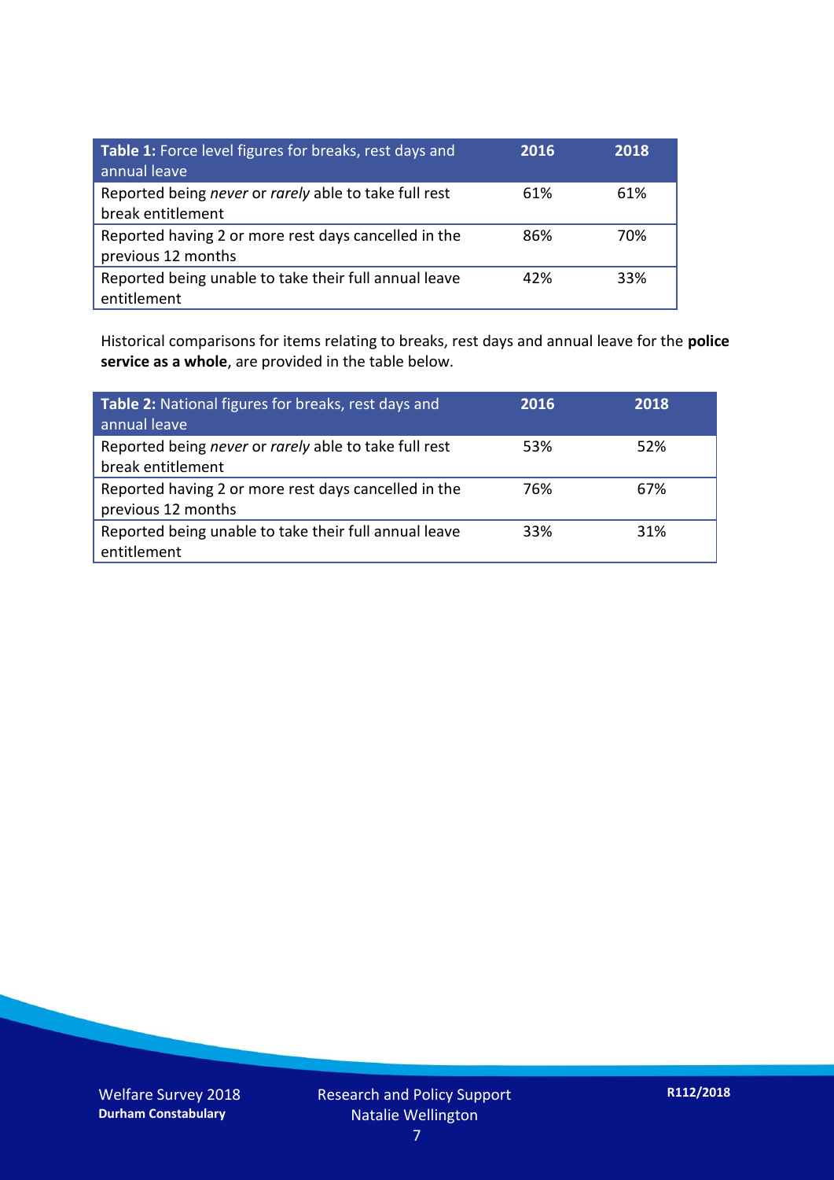| **Table 1:** Force level figures for breaks, rest days and annual leave | 2016 | 2018 |
| --- | --- | --- |
| Reported being *never* or *rarely* able to take full rest break entitlement | 61% | 61% |
| Reported having 2 or more rest days cancelled in the previous 12 months | 86% | 70% |
| Reported being unable to take their full annual leave entitlement | 42% | 33% |

Historical comparisons for items relating to breaks, rest days and annual leave for the **police service as a whole**, are provided in the table below.

| **Table 2:** National figures for breaks, rest days and annual leave | 2016 | 2018 |
| --- | --- | --- |
| Reported being *never* or *rarely* able to take full rest break entitlement | 53% | 52% |
| Reported having 2 or more rest days cancelled in the previous 12 months | 76% | 67% |
| Reported being unable to take their full annual leave entitlement | 33% | 31% |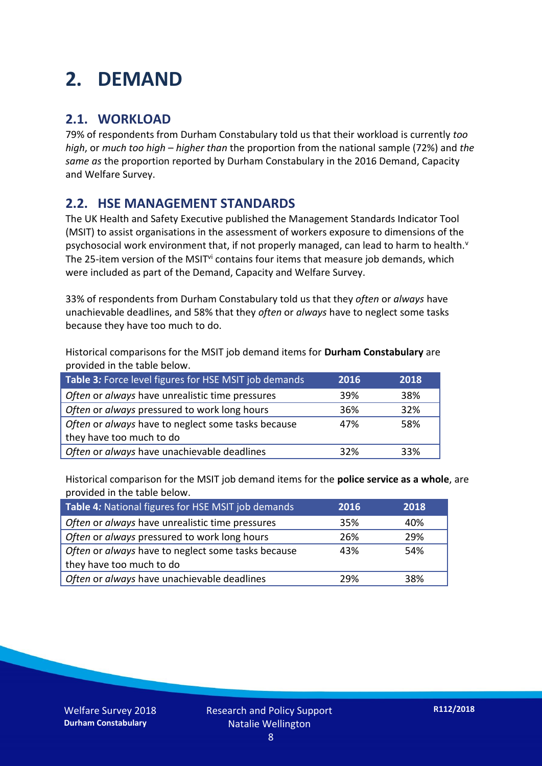# 2. DEMAND

## 2.1. WORKLOAD

79% of respondents from Durham Constabulary told us that their workload is currently *too high*, or *much too high* – *higher than* the proportion from the national sample (72%) and *the same as* the proportion reported by Durham Constabulary in the 2016 Demand, Capacity and Welfare Survey.

## 2.2. HSE MANAGEMENT STANDARDS

The UK Health and Safety Executive published the Management Standards Indicator Tool (MSIT) to assist organisations in the assessment of workers exposure to dimensions of the psychosocial work environment that, if not properly managed, can lead to harm to health.[v] The 25-item version of the MSIT[vi] contains four items that measure job demands, which were included as part of the Demand, Capacity and Welfare Survey.

33% of respondents from Durham Constabulary told us that they *often* or *always* have unachievable deadlines, and 58% that they *often* or *always* have to neglect some tasks because they have too much to do.

Historical comparisons for the MSIT job demand items for **Durham Constabulary** are provided in the table below.

| *Table 3:* Force level figures for HSE MSIT job demands | 2016 | 2018 |
|---|---|---|
| *Often* or *always* have unrealistic time pressures | 39% | 38% |
| *Often* or *always* pressured to work long hours | 36% | 32% |
| *Often* or *always* have to neglect some tasks because they have too much to do | 47% | 58% |
| *Often* or *always* have unachievable deadlines | 32% | 33% |

Historical comparison for the MSIT job demand items for the **police service as a whole**, are provided in the table below.

| *Table 4:* National figures for HSE MSIT job demands | 2016 | 2018 |
|---|---|---|
| *Often* or *always* have unrealistic time pressures | 35% | 40% |
| *Often* or *always* pressured to work long hours | 26% | 29% |
| *Often* or *always* have to neglect some tasks because they have too much to do | 43% | 54% |
| *Often* or *always* have unachievable deadlines | 29% | 38% |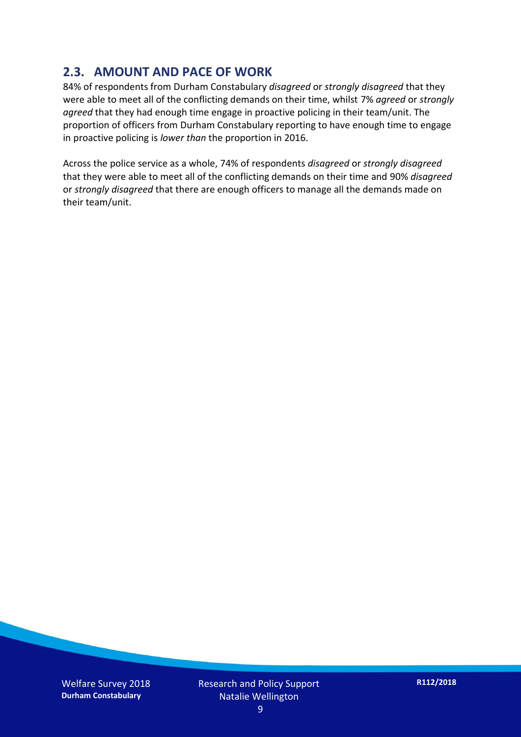## 2.3. AMOUNT AND PACE OF WORK

84% of respondents from Durham Constabulary *disagreed* or *strongly disagreed* that they were able to meet all of the conflicting demands on their time, whilst 7% *agreed* or *strongly agreed* that they had enough time engage in proactive policing in their team/unit. The proportion of officers from Durham Constabulary reporting to have enough time to engage in proactive policing is *lower than* the proportion in 2016.

Across the police service as a whole, 74% of respondents *disagreed* or *strongly disagreed* that they were able to meet all of the conflicting demands on their time and 90% *disagreed* or *strongly disagreed* that there are enough officers to manage all the demands made on their team/unit.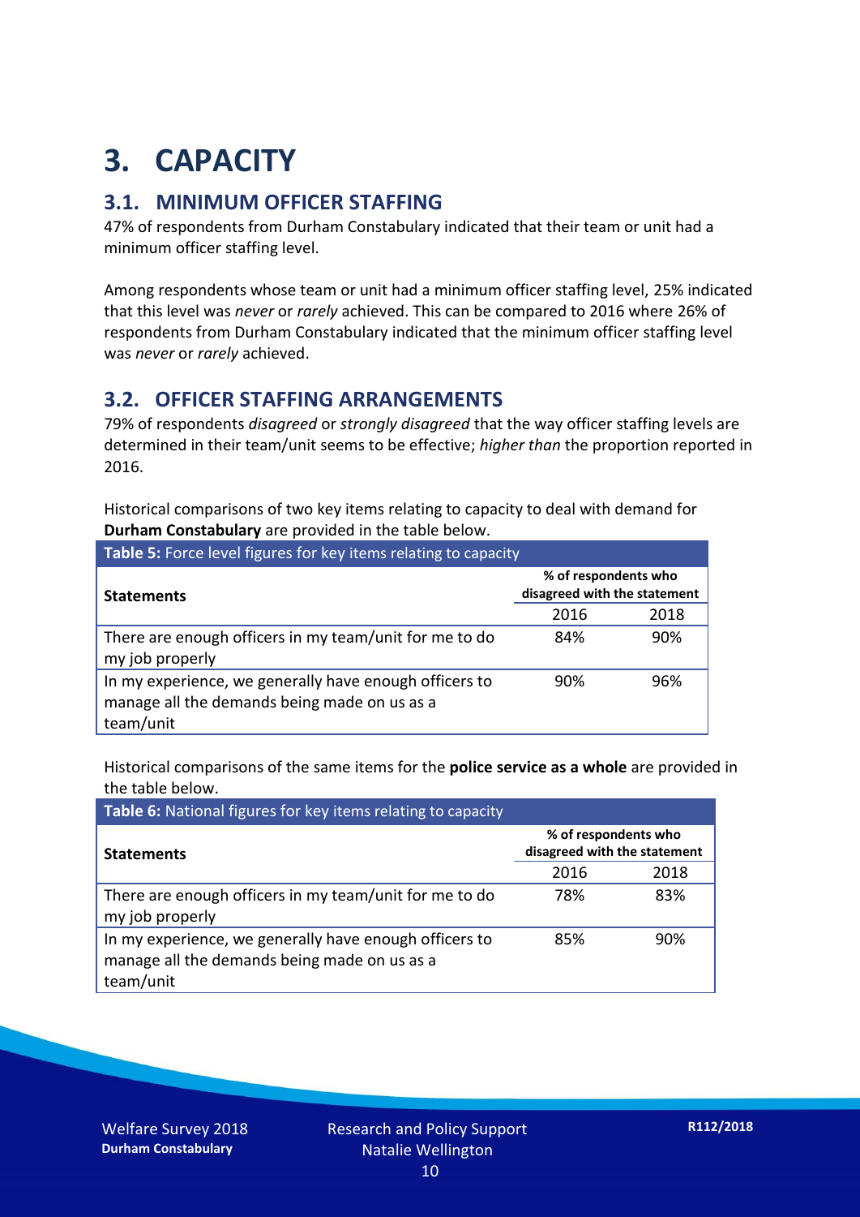# 3. CAPACITY

## 3.1. MINIMUM OFFICER STAFFING

47% of respondents from Durham Constabulary indicated that their team or unit had a minimum officer staffing level.

Among respondents whose team or unit had a minimum officer staffing level, 25% indicated that this level was *never* or *rarely* achieved. This can be compared to 2016 where 26% of respondents from Durham Constabulary indicated that the minimum officer staffing level was *never* or *rarely* achieved.

## 3.2. OFFICER STAFFING ARRANGEMENTS

79% of respondents *disagreed* or *strongly disagreed* that the way officer staffing levels are determined in their team/unit seems to be effective; *higher than* the proportion reported in 2016.

Historical comparisons of two key items relating to capacity to deal with demand for **Durham Constabulary** are provided in the table below.

**Table 5:** Force level figures for key items relating to capacity

| Statements | % of respondents who disagreed with the statement | |
|---|---|---|
| | 2016 | 2018 |
| There are enough officers in my team/unit for me to do my job properly | 84% | 90% |
| In my experience, we generally have enough officers to manage all the demands being made on us as a team/unit | 90% | 96% |

Historical comparisons of the same items for the **police service as a whole** are provided in the table below.

**Table 6:** National figures for key items relating to capacity

| Statements | % of respondents who disagreed with the statement | |
|---|---|---|
| | 2016 | 2018 |
| There are enough officers in my team/unit for me to do my job properly | 78% | 83% |
| In my experience, we generally have enough officers to manage all the demands being made on us as a team/unit | 85% | 90% |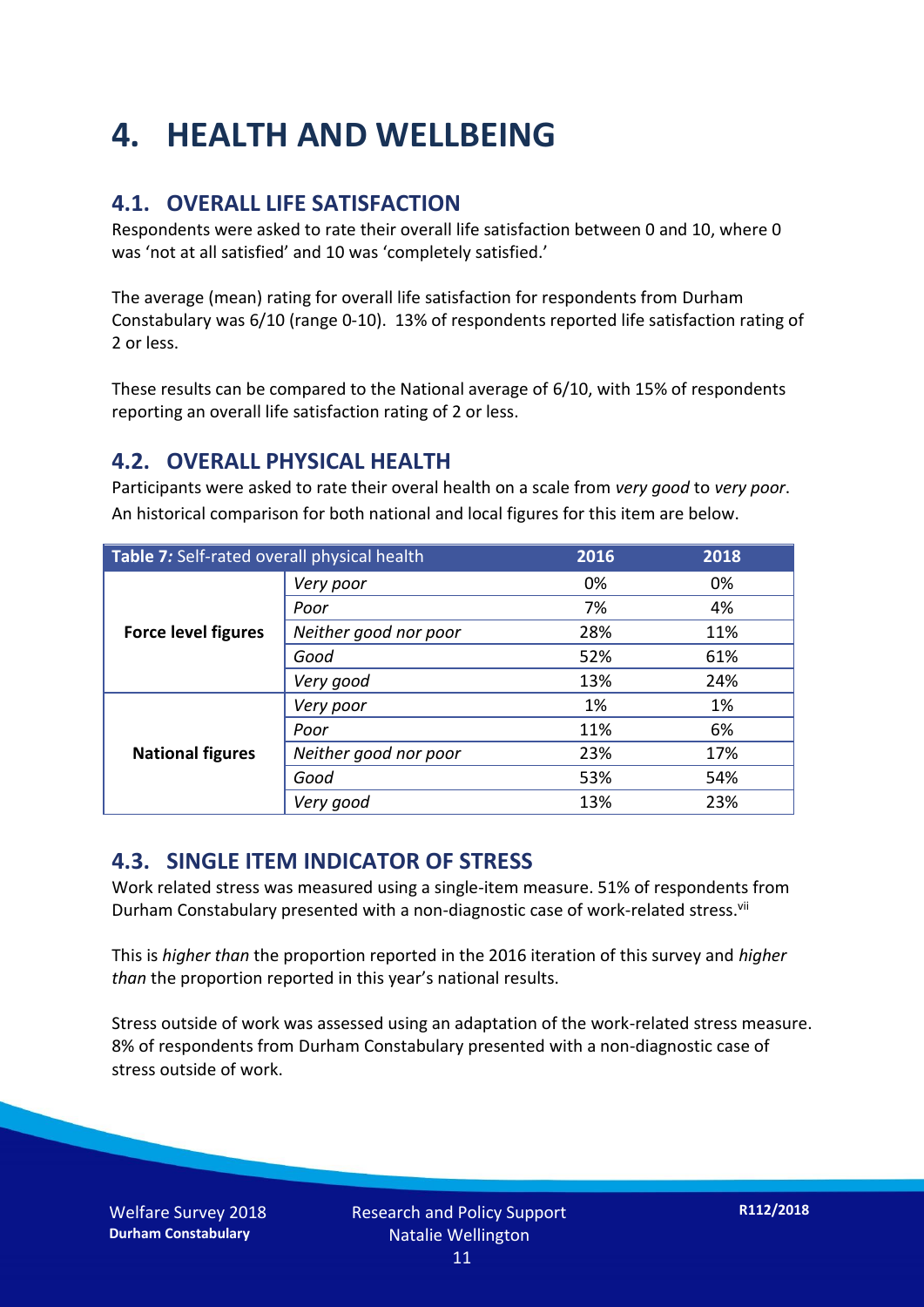# 4. HEALTH AND WELLBEING

## 4.1. OVERALL LIFE SATISFACTION

Respondents were asked to rate their overall life satisfaction between 0 and 10, where 0 was 'not at all satisfied' and 10 was 'completely satisfied.'

The average (mean) rating for overall life satisfaction for respondents from Durham Constabulary was 6/10 (range 0-10). 13% of respondents reported life satisfaction rating of 2 or less.

These results can be compared to the National average of 6/10, with 15% of respondents reporting an overall life satisfaction rating of 2 or less.

## 4.2. OVERALL PHYSICAL HEALTH

Participants were asked to rate their overal health on a scale from *very good* to *very poor*. An historical comparison for both national and local figures for this item are below.

| **Table 7:** Self-rated overall physical health | | 2016 | 2018 |
|---|---|---|---|
| **Force level figures** | *Very poor* | 0% | 0% |
| | *Poor* | 7% | 4% |
| | *Neither good nor poor* | 28% | 11% |
| | *Good* | 52% | 61% |
| | *Very good* | 13% | 24% |
| **National figures** | *Very poor* | 1% | 1% |
| | *Poor* | 11% | 6% |
| | *Neither good nor poor* | 23% | 17% |
| | *Good* | 53% | 54% |
| | *Very good* | 13% | 23% |

## 4.3. SINGLE ITEM INDICATOR OF STRESS

Work related stress was measured using a single-item measure. 51% of respondents from Durham Constabulary presented with a non-diagnostic case of work-related stress.[vii]

This is *higher than* the proportion reported in the 2016 iteration of this survey and *higher than* the proportion reported in this year's national results.

Stress outside of work was assessed using an adaptation of the work-related stress measure. 8% of respondents from Durham Constabulary presented with a non-diagnostic case of stress outside of work.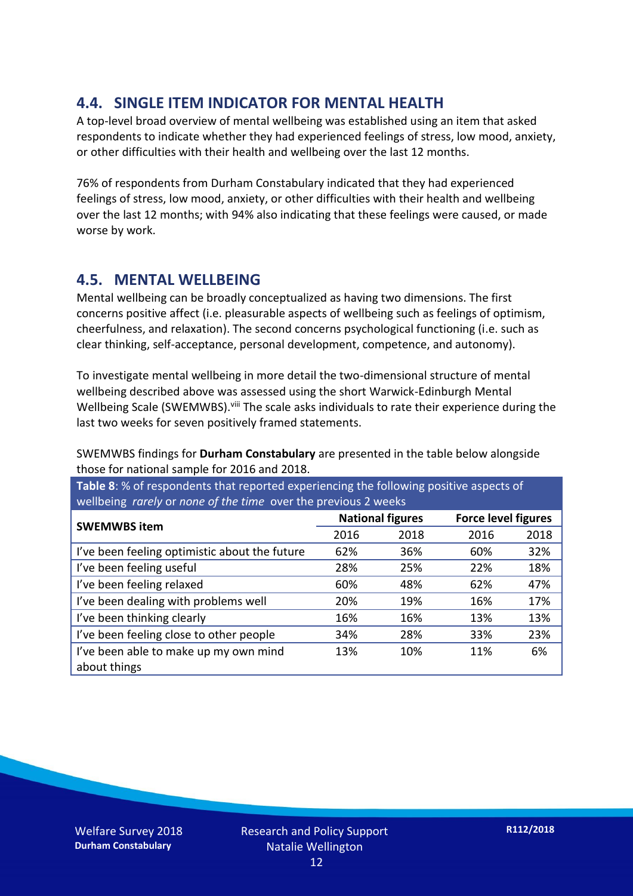## 4.4. SINGLE ITEM INDICATOR FOR MENTAL HEALTH

A top-level broad overview of mental wellbeing was established using an item that asked respondents to indicate whether they had experienced feelings of stress, low mood, anxiety, or other difficulties with their health and wellbeing over the last 12 months.

76% of respondents from Durham Constabulary indicated that they had experienced feelings of stress, low mood, anxiety, or other difficulties with their health and wellbeing over the last 12 months; with 94% also indicating that these feelings were caused, or made worse by work.

## 4.5. MENTAL WELLBEING

Mental wellbeing can be broadly conceptualized as having two dimensions. The first concerns positive affect (i.e. pleasurable aspects of wellbeing such as feelings of optimism, cheerfulness, and relaxation). The second concerns psychological functioning (i.e. such as clear thinking, self-acceptance, personal development, competence, and autonomy).

To investigate mental wellbeing in more detail the two-dimensional structure of mental wellbeing described above was assessed using the short Warwick-Edinburgh Mental Wellbeing Scale (SWEMWBS).[viii] The scale asks individuals to rate their experience during the last two weeks for seven positively framed statements.

SWEMWBS findings for **Durham Constabulary** are presented in the table below alongside those for national sample for 2016 and 2018.

**Table 8**: % of respondents that reported experiencing the following positive aspects of wellbeing *rarely* or *none of the time* over the previous 2 weeks

| SWEMWBS item | National figures | | Force level figures | |
|---|---|---|---|---|
| | 2016 | 2018 | 2016 | 2018 |
| I've been feeling optimistic about the future | 62% | 36% | 60% | 32% |
| I've been feeling useful | 28% | 25% | 22% | 18% |
| I've been feeling relaxed | 60% | 48% | 62% | 47% |
| I've been dealing with problems well | 20% | 19% | 16% | 17% |
| I've been thinking clearly | 16% | 16% | 13% | 13% |
| I've been feeling close to other people | 34% | 28% | 33% | 23% |
| I've been able to make up my own mind about things | 13% | 10% | 11% | 6% |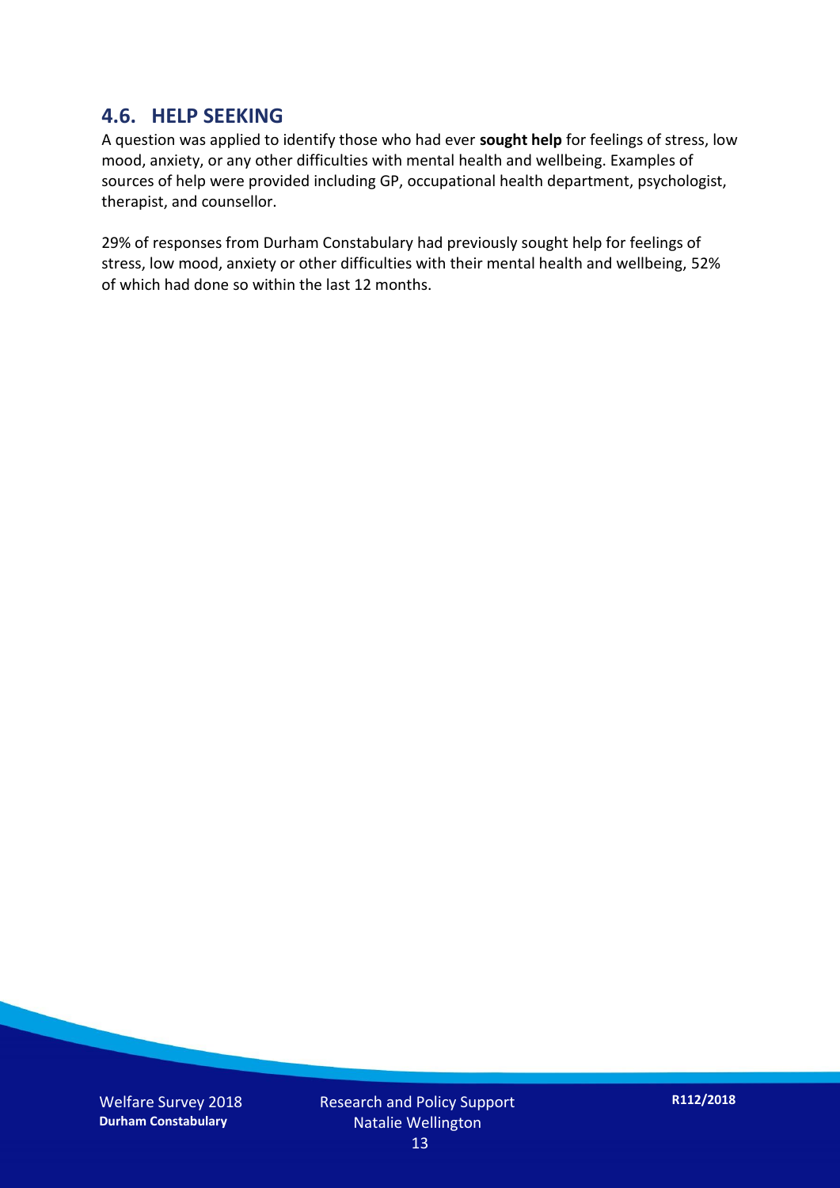## 4.6. HELP SEEKING

A question was applied to identify those who had ever **sought help** for feelings of stress, low mood, anxiety, or any other difficulties with mental health and wellbeing. Examples of sources of help were provided including GP, occupational health department, psychologist, therapist, and counsellor.

29% of responses from Durham Constabulary had previously sought help for feelings of stress, low mood, anxiety or other difficulties with their mental health and wellbeing, 52% of which had done so within the last 12 months.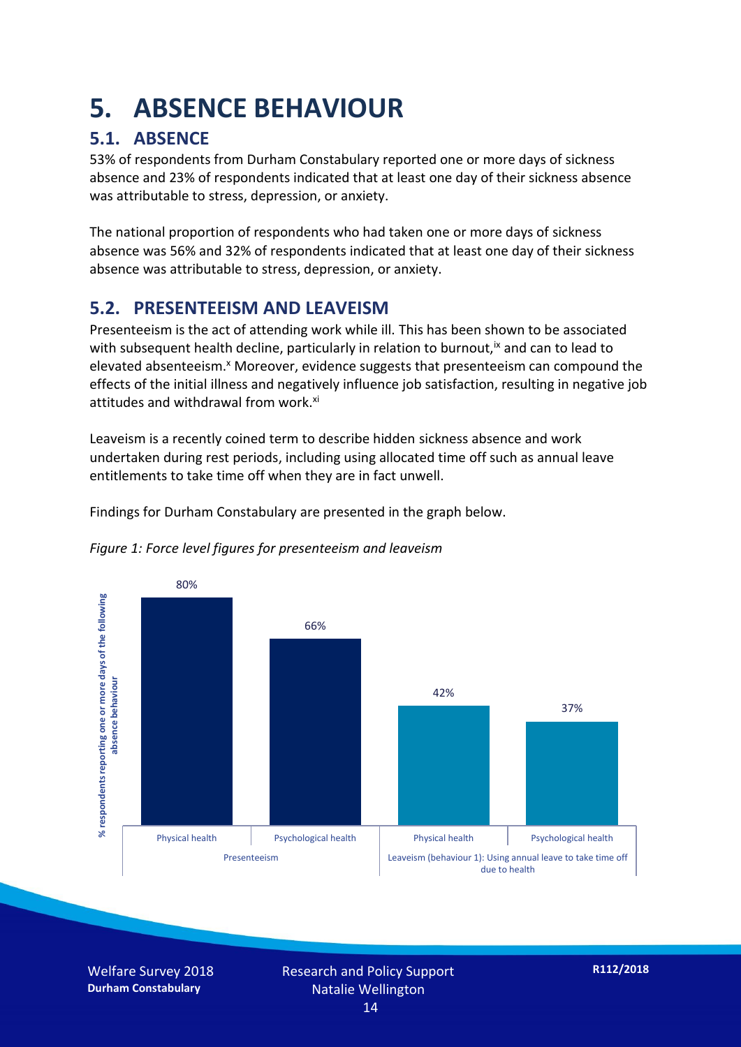# 5. ABSENCE BEHAVIOUR

## 5.1. ABSENCE

53% of respondents from Durham Constabulary reported one or more days of sickness absence and 23% of respondents indicated that at least one day of their sickness absence was attributable to stress, depression, or anxiety.

The national proportion of respondents who had taken one or more days of sickness absence was 56% and 32% of respondents indicated that at least one day of their sickness absence was attributable to stress, depression, or anxiety.

## 5.2. PRESENTEEISM AND LEAVEISM

Presenteeism is the act of attending work while ill. This has been shown to be associated with subsequent health decline, particularly in relation to burnout,[ix] and can to lead to elevated absenteeism.[x] Moreover, evidence suggests that presenteeism can compound the effects of the initial illness and negatively influence job satisfaction, resulting in negative job attitudes and withdrawal from work.[xi]

Leaveism is a recently coined term to describe hidden sickness absence and work undertaken during rest periods, including using allocated time off such as annual leave entitlements to take time off when they are in fact unwell.

Findings for Durham Constabulary are presented in the graph below.

*Figure 1: Force level figures for presenteeism and leaveism*

| | Presenteeism | | Leaveism (behaviour 1): Using annual leave to take time off due to health | |
|---|---|---|---|---|
| | Physical health | Psychological health | Physical health | Psychological health |
| % respondents reporting one or more days of the following absence behaviour | 80% | 66% | 42% | 37% |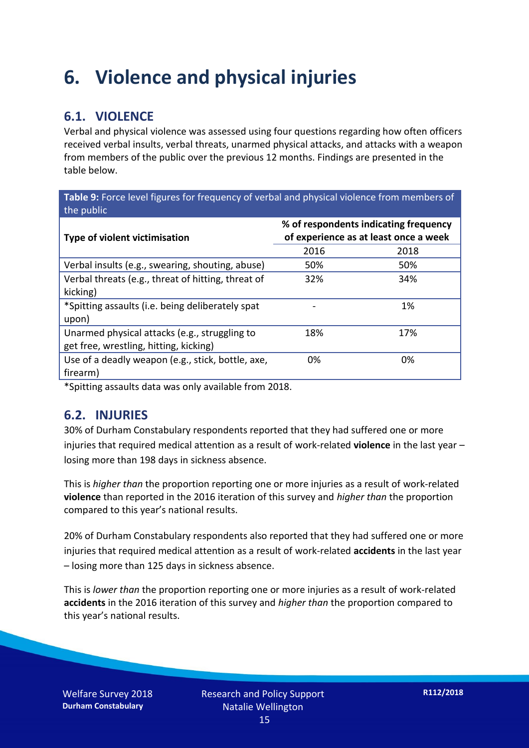# 6. Violence and physical injuries

## 6.1. VIOLENCE

Verbal and physical violence was assessed using four questions regarding how often officers received verbal insults, verbal threats, unarmed physical attacks, and attacks with a weapon from members of the public over the previous 12 months. Findings are presented in the table below.

**Table 9:** Force level figures for frequency of verbal and physical violence from members of the public

| Type of violent victimisation | % of respondents indicating frequency of experience as at least once a week | |
|---|---|---|
| | 2016 | 2018 |
| Verbal insults (e.g., swearing, shouting, abuse) | 50% | 50% |
| Verbal threats (e.g., threat of hitting, threat of kicking) | 32% | 34% |
| *Spitting assaults (i.e. being deliberately spat upon) | - | 1% |
| Unarmed physical attacks (e.g., struggling to get free, wrestling, hitting, kicking) | 18% | 17% |
| Use of a deadly weapon (e.g., stick, bottle, axe, firearm) | 0% | 0% |

*Spitting assaults data was only available from 2018.

## 6.2. INJURIES

30% of Durham Constabulary respondents reported that they had suffered one or more injuries that required medical attention as a result of work-related **violence** in the last year – losing more than 198 days in sickness absence.

This is *higher than* the proportion reporting one or more injuries as a result of work-related **violence** than reported in the 2016 iteration of this survey and *higher than* the proportion compared to this year's national results.

20% of Durham Constabulary respondents also reported that they had suffered one or more injuries that required medical attention as a result of work-related **accidents** in the last year – losing more than 125 days in sickness absence.

This is *lower than* the proportion reporting one or more injuries as a result of work-related **accidents** in the 2016 iteration of this survey and *higher than* the proportion compared to this year's national results.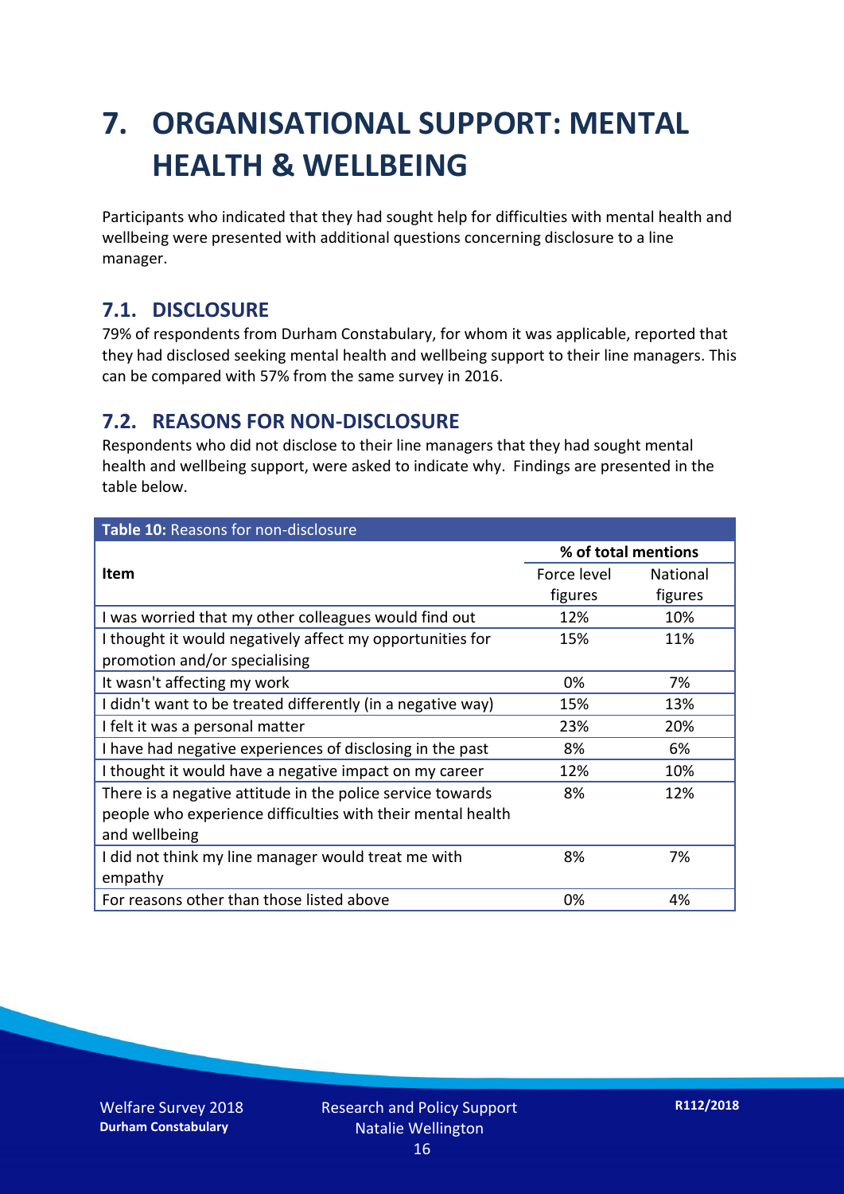# 7. ORGANISATIONAL SUPPORT: MENTAL HEALTH & WELLBEING

Participants who indicated that they had sought help for difficulties with mental health and wellbeing were presented with additional questions concerning disclosure to a line manager.

## 7.1. DISCLOSURE

79% of respondents from Durham Constabulary, for whom it was applicable, reported that they had disclosed seeking mental health and wellbeing support to their line managers. This can be compared with 57% from the same survey in 2016.

## 7.2. REASONS FOR NON-DISCLOSURE

Respondents who did not disclose to their line managers that they had sought mental health and wellbeing support, were asked to indicate why. Findings are presented in the table below.

**Table 10:** Reasons for non-disclosure

| Item | % of total mentions | |
|---|---|---|
| | Force level figures | National figures |
| I was worried that my other colleagues would find out | 12% | 10% |
| I thought it would negatively affect my opportunities for promotion and/or specialising | 15% | 11% |
| It wasn't affecting my work | 0% | 7% |
| I didn't want to be treated differently (in a negative way) | 15% | 13% |
| I felt it was a personal matter | 23% | 20% |
| I have had negative experiences of disclosing in the past | 8% | 6% |
| I thought it would have a negative impact on my career | 12% | 10% |
| There is a negative attitude in the police service towards people who experience difficulties with their mental health and wellbeing | 8% | 12% |
| I did not think my line manager would treat me with empathy | 8% | 7% |
| For reasons other than those listed above | 0% | 4% |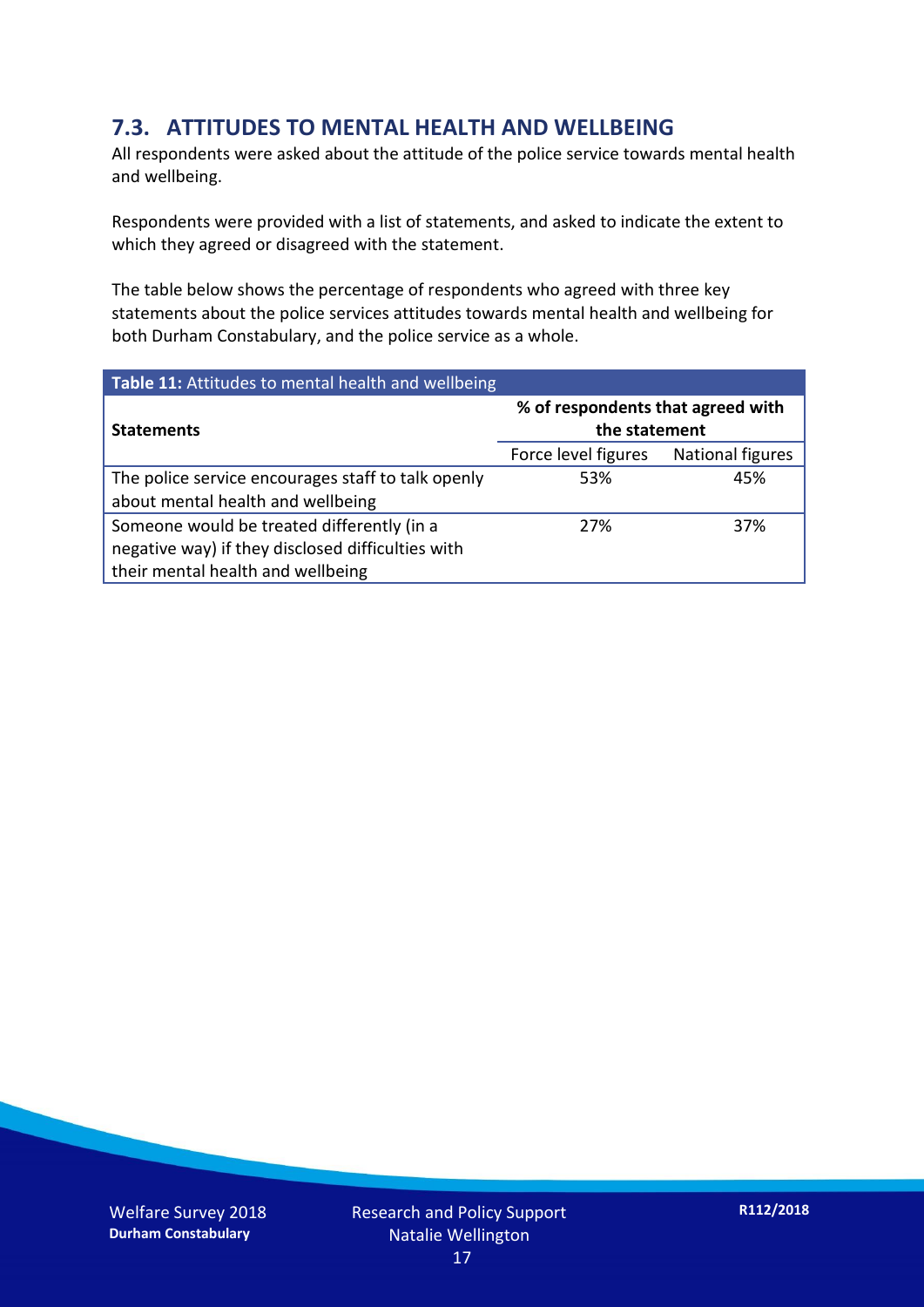## 7.3. ATTITUDES TO MENTAL HEALTH AND WELLBEING

All respondents were asked about the attitude of the police service towards mental health and wellbeing.

Respondents were provided with a list of statements, and asked to indicate the extent to which they agreed or disagreed with the statement.

The table below shows the percentage of respondents who agreed with three key statements about the police services attitudes towards mental health and wellbeing for both Durham Constabulary, and the police service as a whole.

**Table 11:** Attitudes to mental health and wellbeing

| **Statements** | **% of respondents that agreed with the statement** | |
|---|---|---|
| | Force level figures | National figures |
| The police service encourages staff to talk openly about mental health and wellbeing | 53% | 45% |
| Someone would be treated differently (in a negative way) if they disclosed difficulties with their mental health and wellbeing | 27% | 37% |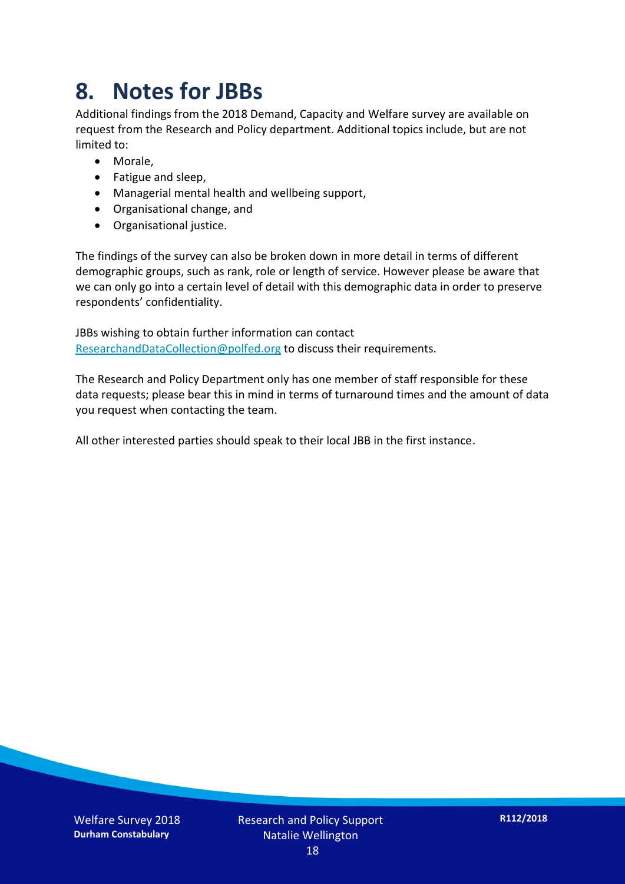# 8. Notes for JBBs

Additional findings from the 2018 Demand, Capacity and Welfare survey are available on request from the Research and Policy department. Additional topics include, but are not limited to:

- Morale,
- Fatigue and sleep,
- Managerial mental health and wellbeing support,
- Organisational change, and
- Organisational justice.

The findings of the survey can also be broken down in more detail in terms of different demographic groups, such as rank, role or length of service. However please be aware that we can only go into a certain level of detail with this demographic data in order to preserve respondents' confidentiality.

JBBs wishing to obtain further information can contact ResearchandDataCollection@polfed.org to discuss their requirements.

The Research and Policy Department only has one member of staff responsible for these data requests; please bear this in mind in terms of turnaround times and the amount of data you request when contacting the team.

All other interested parties should speak to their local JBB in the first instance.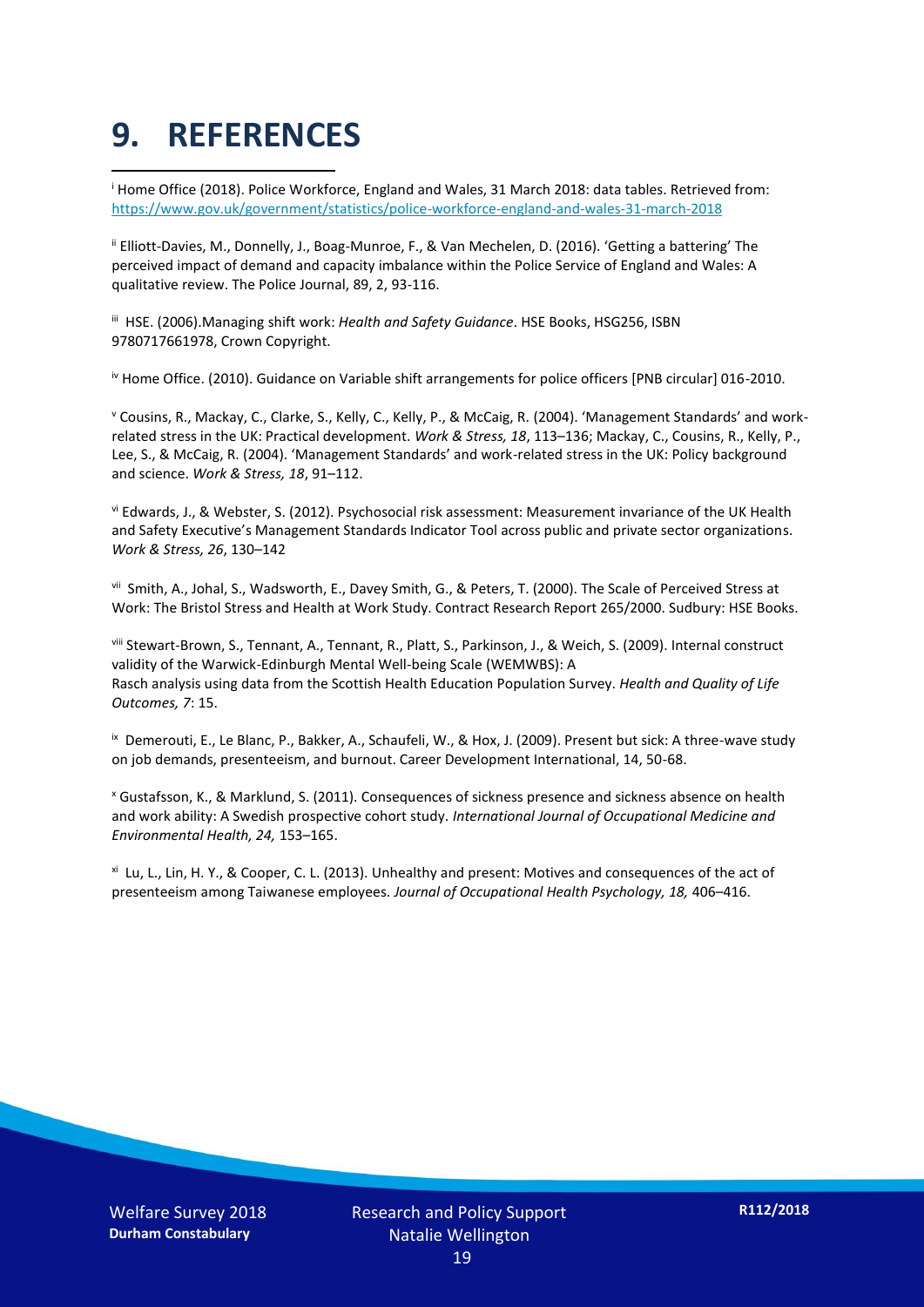# 9. REFERENCES

[i] Home Office (2018). Police Workforce, England and Wales, 31 March 2018: data tables. Retrieved from: https://www.gov.uk/government/statistics/police-workforce-england-and-wales-31-march-2018

[ii] Elliott-Davies, M., Donnelly, J., Boag-Munroe, F., & Van Mechelen, D. (2016). 'Getting a battering' The perceived impact of demand and capacity imbalance within the Police Service of England and Wales: A qualitative review. The Police Journal, 89, 2, 93-116.

[iii] HSE. (2006).Managing shift work: *Health and Safety Guidance*. HSE Books, HSG256, ISBN 9780717661978, Crown Copyright.

[iv] Home Office. (2010). Guidance on Variable shift arrangements for police officers [PNB circular] 016-2010.

[v] Cousins, R., Mackay, C., Clarke, S., Kelly, C., Kelly, P., & McCaig, R. (2004). 'Management Standards' and work-related stress in the UK: Practical development. *Work & Stress, 18*, 113–136; Mackay, C., Cousins, R., Kelly, P., Lee, S., & McCaig, R. (2004). 'Management Standards' and work-related stress in the UK: Policy background and science. *Work & Stress, 18*, 91–112.

[vi] Edwards, J., & Webster, S. (2012). Psychosocial risk assessment: Measurement invariance of the UK Health and Safety Executive's Management Standards Indicator Tool across public and private sector organizations. *Work & Stress, 26*, 130–142

[vii] Smith, A., Johal, S., Wadsworth, E., Davey Smith, G., & Peters, T. (2000). The Scale of Perceived Stress at Work: The Bristol Stress and Health at Work Study. Contract Research Report 265/2000. Sudbury: HSE Books.

[viii] Stewart-Brown, S., Tennant, A., Tennant, R., Platt, S., Parkinson, J., & Weich, S. (2009). Internal construct validity of the Warwick-Edinburgh Mental Well-being Scale (WEMWBS): A Rasch analysis using data from the Scottish Health Education Population Survey. *Health and Quality of Life Outcomes, 7*: 15.

[ix] Demerouti, E., Le Blanc, P., Bakker, A., Schaufeli, W., & Hox, J. (2009). Present but sick: A three-wave study on job demands, presenteeism, and burnout. Career Development International, 14, 50-68.

[x] Gustafsson, K., & Marklund, S. (2011). Consequences of sickness presence and sickness absence on health and work ability: A Swedish prospective cohort study. *International Journal of Occupational Medicine and Environmental Health, 24,* 153–165.

[xi] Lu, L., Lin, H. Y., & Cooper, C. L. (2013). Unhealthy and present: Motives and consequences of the act of presenteeism among Taiwanese employees. *Journal of Occupational Health Psychology, 18,* 406–416.